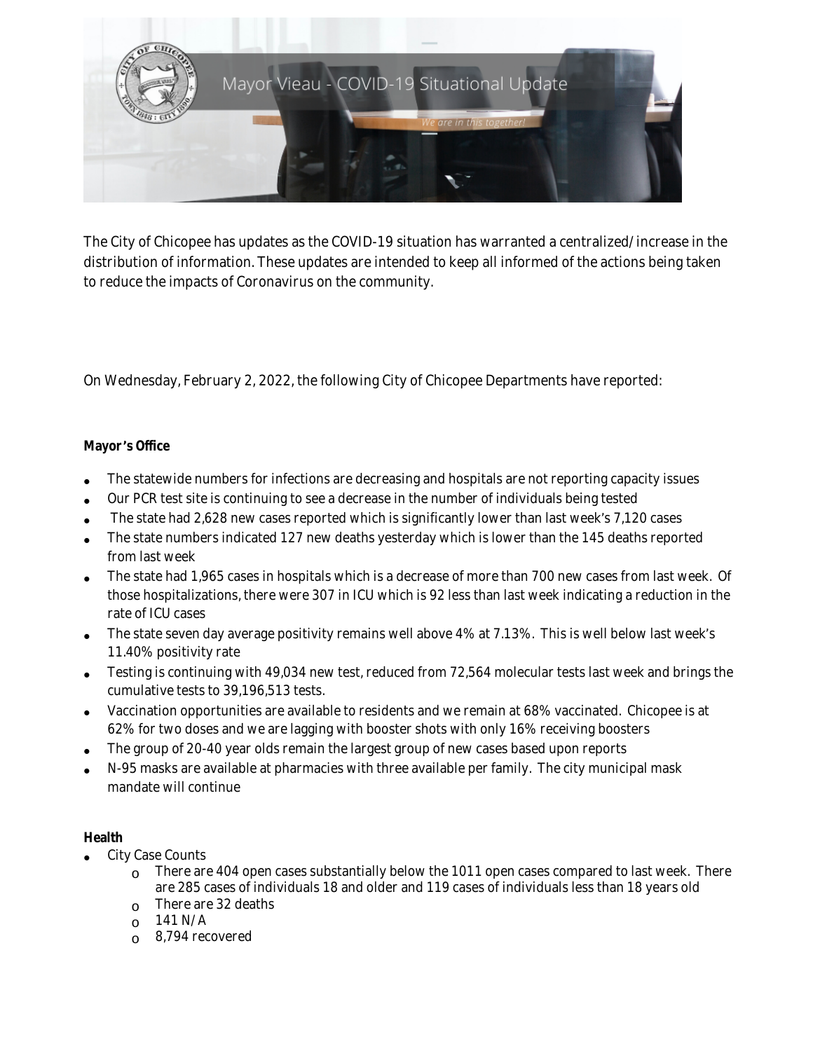# Mayor Vieau - COVID-19 Situational Update

*We are in this together!*

The City of Chicopee has updates as the COVID-19 situation has warranted a centralized/increase in the distribution of information. These updates are intended to keep all informed of the actions being taken to reduce the impacts of Coronavirus on the community.

On Wednesday, February 2, 2022, the following City of Chicopee Departments have reported:

**Mayor's Office**

- The statewide numbers for infections are decreasing and hospitals are not reporting capacity issues
- Our PCR test site is continuing to see a decrease in the number of individuals being tested
- The state had 2,628 new cases reported which is significantly lower than last week's 7,120 cases
- The state numbers indicated 127 new deaths yesterday which is lower than the 145 deaths reported from last week
- The state had 1,965 cases in hospitals which is a decrease of more than 700 new cases from last week. Of those hospitalizations, there were 307 in ICU which is 92 less than last week indicating a reduction in the rate of ICU cases
- The state seven day average positivity remains well above 4% at 7.13%. This is well below last week's 11.40% positivity rate
- Testing is continuing with 49,034 new test, reduced from 72,564 molecular tests last week and brings the cumulative tests to 39,196,513 tests.
- Vaccination opportunities are available to residents and we remain at 68% vaccinated. Chicopee is at 62% for two doses and we are lagging with booster shots with only 16% receiving boosters
- The group of 20-40 year olds remain the largest group of new cases based upon reports
- N-95 masks are available at pharmacies with three available per family. The city municipal mask mandate will continue

**Health**

- City Case Counts
  - There are 404 open cases substantially below the 1011 open cases compared to last week. There are 285 cases of individuals 18 and older and 119 cases of individuals less than 18 years old
  - There are 32 deaths
  - 141 N/A
  - 8,794 recovered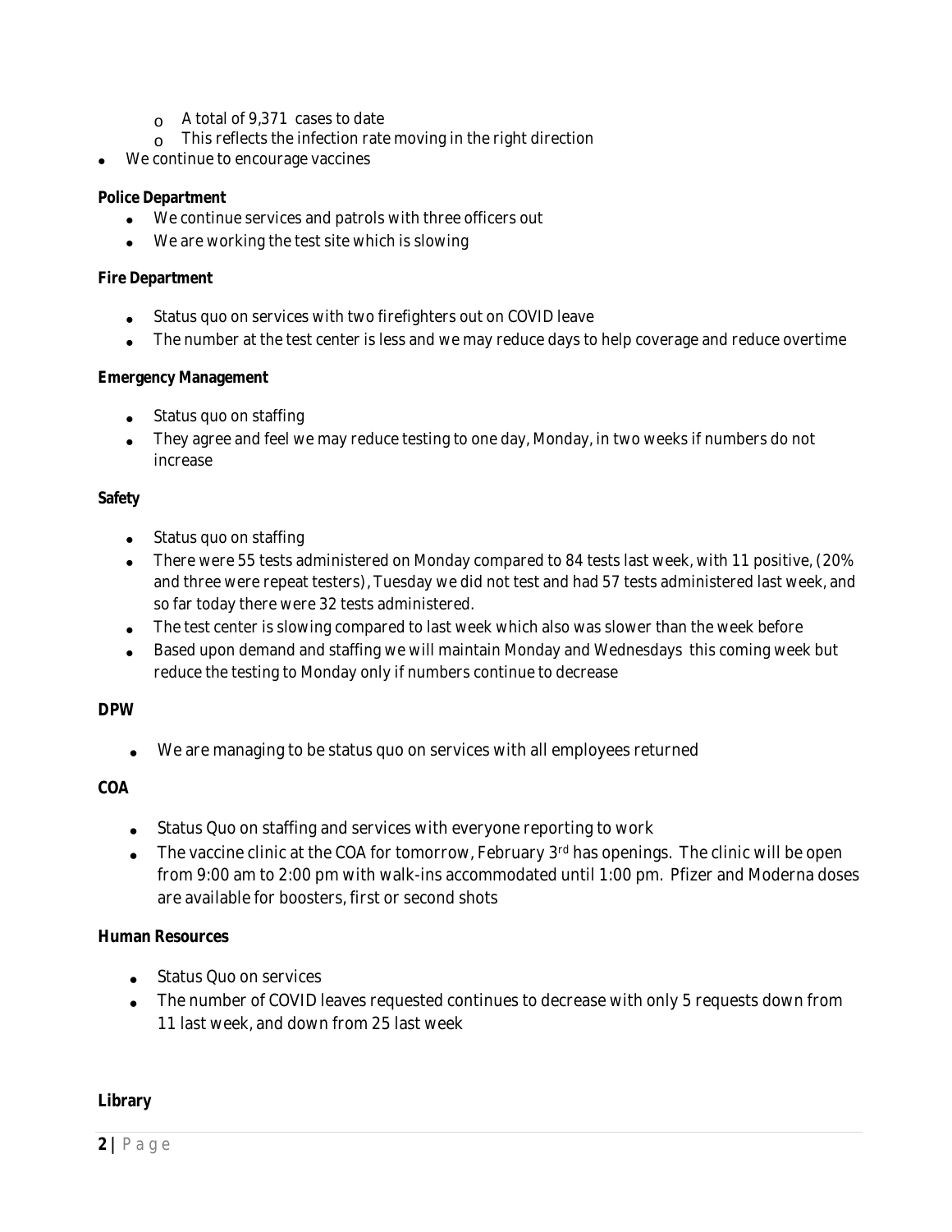- A total of 9,371 cases to date
    - This reflects the infection rate moving in the right direction
- We continue to encourage vaccines

**Police Department**

- We continue services and patrols with three officers out
- We are working the test site which is slowing

**Fire Department**

- Status quo on services with two firefighters out on COVID leave
- The number at the test center is less and we may reduce days to help coverage and reduce overtime

**Emergency Management**

- Status quo on staffing
- They agree and feel we may reduce testing to one day, Monday, in two weeks if numbers do not increase

**Safety**

- Status quo on staffing
- There were 55 tests administered on Monday compared to 84 tests last week, with 11 positive, (20% and three were repeat testers), Tuesday we did not test and had 57 tests administered last week, and so far today there were 32 tests administered.
- The test center is slowing compared to last week which also was slower than the week before
- Based upon demand and staffing we will maintain Monday and Wednesdays this coming week but reduce the testing to Monday only if numbers continue to decrease

**DPW**

- We are managing to be status quo on services with all employees returned

**COA**

- Status Quo on staffing and services with everyone reporting to work
- The vaccine clinic at the COA for tomorrow, February 3rd has openings. The clinic will be open from 9:00 am to 2:00 pm with walk-ins accommodated until 1:00 pm. Pfizer and Moderna doses are available for boosters, first or second shots

**Human Resources**

- Status Quo on services
- The number of COVID leaves requested continues to decrease with only 5 requests down from 11 last week, and down from 25 last week

**Library**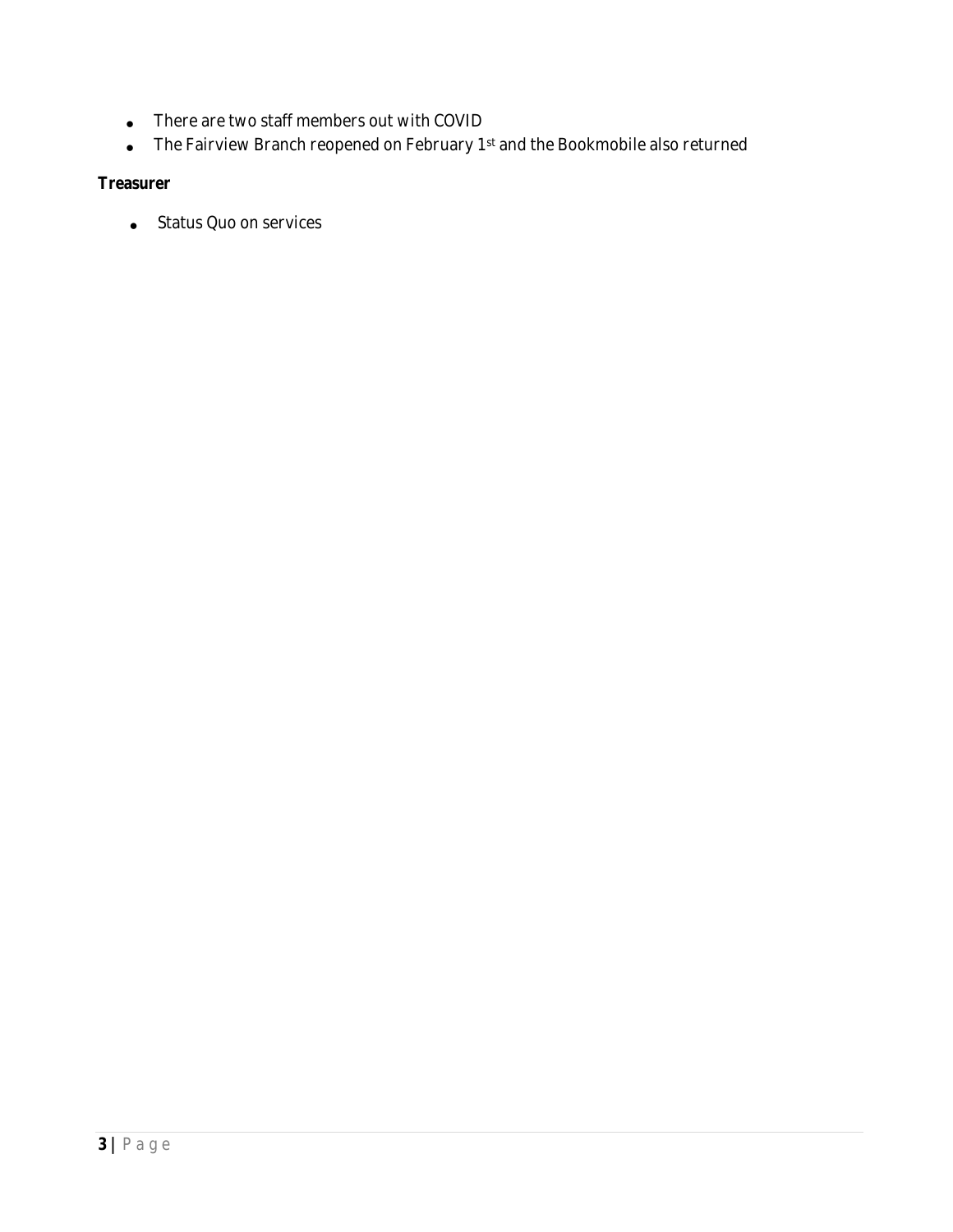- There are two staff members out with COVID
- The Fairview Branch reopened on February 1st and the Bookmobile also returned

**Treasurer**

- Status Quo on services